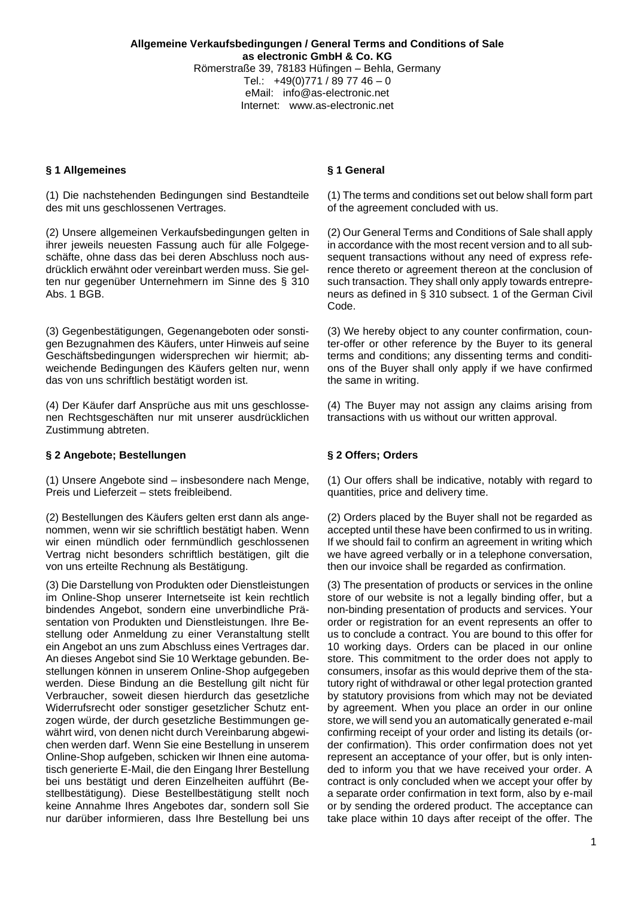**Allgemeine Verkaufsbedingungen / General Terms and Conditions of Sale**
**as electronic GmbH & Co. KG**
Römerstraße 39, 78183 Hüfingen – Behla, Germany
Tel.: +49(0)771 / 89 77 46 – 0
eMail: info@as-electronic.net
Internet: www.as-electronic.net

## § 1 Allgemeines

(1) Die nachstehenden Bedingungen sind Bestandteile des mit uns geschlossenen Vertrages.

(2) Unsere allgemeinen Verkaufsbedingungen gelten in ihrer jeweils neuesten Fassung auch für alle Folgegeschäfte, ohne dass das bei deren Abschluss noch ausdrücklich erwähnt oder vereinbart werden muss. Sie gelten nur gegenüber Unternehmern im Sinne des § 310 Abs. 1 BGB.

(3) Gegenbestätigungen, Gegenangeboten oder sonstigen Bezugnahmen des Käufers, unter Hinweis auf seine Geschäftsbedingungen widersprechen wir hiermit; abweichende Bedingungen des Käufers gelten nur, wenn das von uns schriftlich bestätigt worden ist.

(4) Der Käufer darf Ansprüche aus mit uns geschlossenen Rechtsgeschäften nur mit unserer ausdrücklichen Zustimmung abtreten.

## § 2 Angebote; Bestellungen

(1) Unsere Angebote sind – insbesondere nach Menge, Preis und Lieferzeit – stets freibleibend.

(2) Bestellungen des Käufers gelten erst dann als angenommen, wenn wir sie schriftlich bestätigt haben. Wenn wir einen mündlich oder fernmündlich geschlossenen Vertrag nicht besonders schriftlich bestätigen, gilt die von uns erteilte Rechnung als Bestätigung.

(3) Die Darstellung von Produkten oder Dienstleistungen im Online-Shop unserer Internetseite ist kein rechtlich bindendes Angebot, sondern eine unverbindliche Präsentation von Produkten und Dienstleistungen. Ihre Bestellung oder Anmeldung zu einer Veranstaltung stellt ein Angebot an uns zum Abschluss eines Vertrages dar. An dieses Angebot sind Sie 10 Werktage gebunden. Bestellungen können in unserem Online-Shop aufgegeben werden. Diese Bindung an die Bestellung gilt nicht für Verbraucher, soweit diesen hierdurch das gesetzliche Widerrufsrecht oder sonstiger gesetzlicher Schutz entzogen würde, der durch gesetzliche Bestimmungen gewährt wird, von denen nicht durch Vereinbarung abgewichen werden darf. Wenn Sie eine Bestellung in unserem Online-Shop aufgeben, schicken wir Ihnen eine automatisch generierte E-Mail, die den Eingang Ihrer Bestellung bei uns bestätigt und deren Einzelheiten aufführt (Bestellbestätigung). Diese Bestellbestätigung stellt noch keine Annahme Ihres Angebotes dar, sondern soll Sie nur darüber informieren, dass Ihre Bestellung bei uns

## § 1 General

(1) The terms and conditions set out below shall form part of the agreement concluded with us.

(2) Our General Terms and Conditions of Sale shall apply in accordance with the most recent version and to all subsequent transactions without any need of express reference thereto or agreement thereon at the conclusion of such transaction. They shall only apply towards entrepreneurs as defined in § 310 subsect. 1 of the German Civil Code.

(3) We hereby object to any counter confirmation, counter-offer or other reference by the Buyer to its general terms and conditions; any dissenting terms and conditions of the Buyer shall only apply if we have confirmed the same in writing.

(4) The Buyer may not assign any claims arising from transactions with us without our written approval.

## § 2 Offers; Orders

(1) Our offers shall be indicative, notably with regard to quantities, price and delivery time.

(2) Orders placed by the Buyer shall not be regarded as accepted until these have been confirmed to us in writing. If we should fail to confirm an agreement in writing which we have agreed verbally or in a telephone conversation, then our invoice shall be regarded as confirmation.

(3) The presentation of products or services in the online store of our website is not a legally binding offer, but a non-binding presentation of products and services. Your order or registration for an event represents an offer to us to conclude a contract. You are bound to this offer for 10 working days. Orders can be placed in our online store. This commitment to the order does not apply to consumers, insofar as this would deprive them of the statutory right of withdrawal or other legal protection granted by statutory provisions from which may not be deviated by agreement. When you place an order in our online store, we will send you an automatically generated e-mail confirming receipt of your order and listing its details (order confirmation). This order confirmation does not yet represent an acceptance of your offer, but is only intended to inform you that we have received your order. A contract is only concluded when we accept your offer by a separate order confirmation in text form, also by e-mail or by sending the ordered product. The acceptance can take place within 10 days after receipt of the offer. The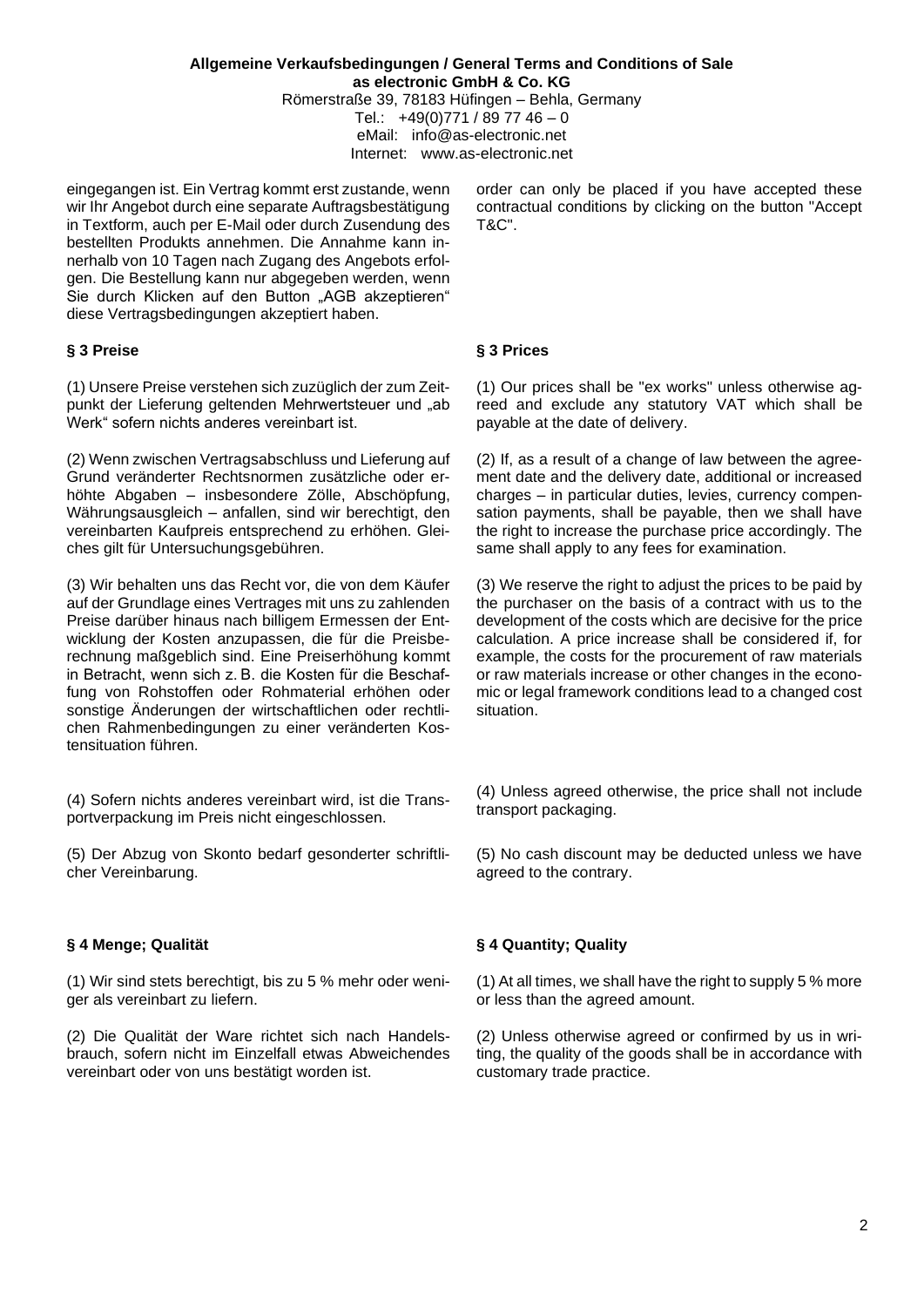eingegangen ist. Ein Vertrag kommt erst zustande, wenn wir Ihr Angebot durch eine separate Auftragsbestätigung in Textform, auch per E-Mail oder durch Zusendung des bestellten Produkts annehmen. Die Annahme kann innerhalb von 10 Tagen nach Zugang des Angebots erfolgen. Die Bestellung kann nur abgegeben werden, wenn Sie durch Klicken auf den Button „AGB akzeptieren" diese Vertragsbedingungen akzeptiert haben.

order can only be placed if you have accepted these contractual conditions by clicking on the button "Accept T&C".

### § 3 Preise

(1) Unsere Preise verstehen sich zuzüglich der zum Zeitpunkt der Lieferung geltenden Mehrwertsteuer und „ab Werk" sofern nichts anderes vereinbart ist.

(2) Wenn zwischen Vertragsabschluss und Lieferung auf Grund veränderter Rechtsnormen zusätzliche oder erhöhte Abgaben – insbesondere Zölle, Abschöpfung, Währungsausgleich – anfallen, sind wir berechtigt, den vereinbarten Kaufpreis entsprechend zu erhöhen. Gleiches gilt für Untersuchungsgebühren.

(3) Wir behalten uns das Recht vor, die von dem Käufer auf der Grundlage eines Vertrages mit uns zu zahlenden Preise darüber hinaus nach billigem Ermessen der Entwicklung der Kosten anzupassen, die für die Preisberechnung maßgeblich sind. Eine Preiserhöhung kommt in Betracht, wenn sich z. B. die Kosten für die Beschaffung von Rohstoffen oder Rohmaterial erhöhen oder sonstige Änderungen der wirtschaftlichen oder rechtlichen Rahmenbedingungen zu einer veränderten Kostensituation führen.

(4) Sofern nichts anderes vereinbart wird, ist die Transportverpackung im Preis nicht eingeschlossen.

(5) Der Abzug von Skonto bedarf gesonderter schriftlicher Vereinbarung.

### § 3 Prices

(1) Our prices shall be "ex works" unless otherwise agreed and exclude any statutory VAT which shall be payable at the date of delivery.

(2) If, as a result of a change of law between the agreement date and the delivery date, additional or increased charges – in particular duties, levies, currency compensation payments, shall be payable, then we shall have the right to increase the purchase price accordingly. The same shall apply to any fees for examination.

(3) We reserve the right to adjust the prices to be paid by the purchaser on the basis of a contract with us to the development of the costs which are decisive for the price calculation. A price increase shall be considered if, for example, the costs for the procurement of raw materials or raw materials increase or other changes in the economic or legal framework conditions lead to a changed cost situation.

(4) Unless agreed otherwise, the price shall not include transport packaging.

(5) No cash discount may be deducted unless we have agreed to the contrary.

### § 4 Menge; Qualität

(1) Wir sind stets berechtigt, bis zu 5 % mehr oder weniger als vereinbart zu liefern.

(2) Die Qualität der Ware richtet sich nach Handelsbrauch, sofern nicht im Einzelfall etwas Abweichendes vereinbart oder von uns bestätigt worden ist.

### § 4 Quantity; Quality

(1) At all times, we shall have the right to supply 5 % more or less than the agreed amount.

(2) Unless otherwise agreed or confirmed by us in writing, the quality of the goods shall be in accordance with customary trade practice.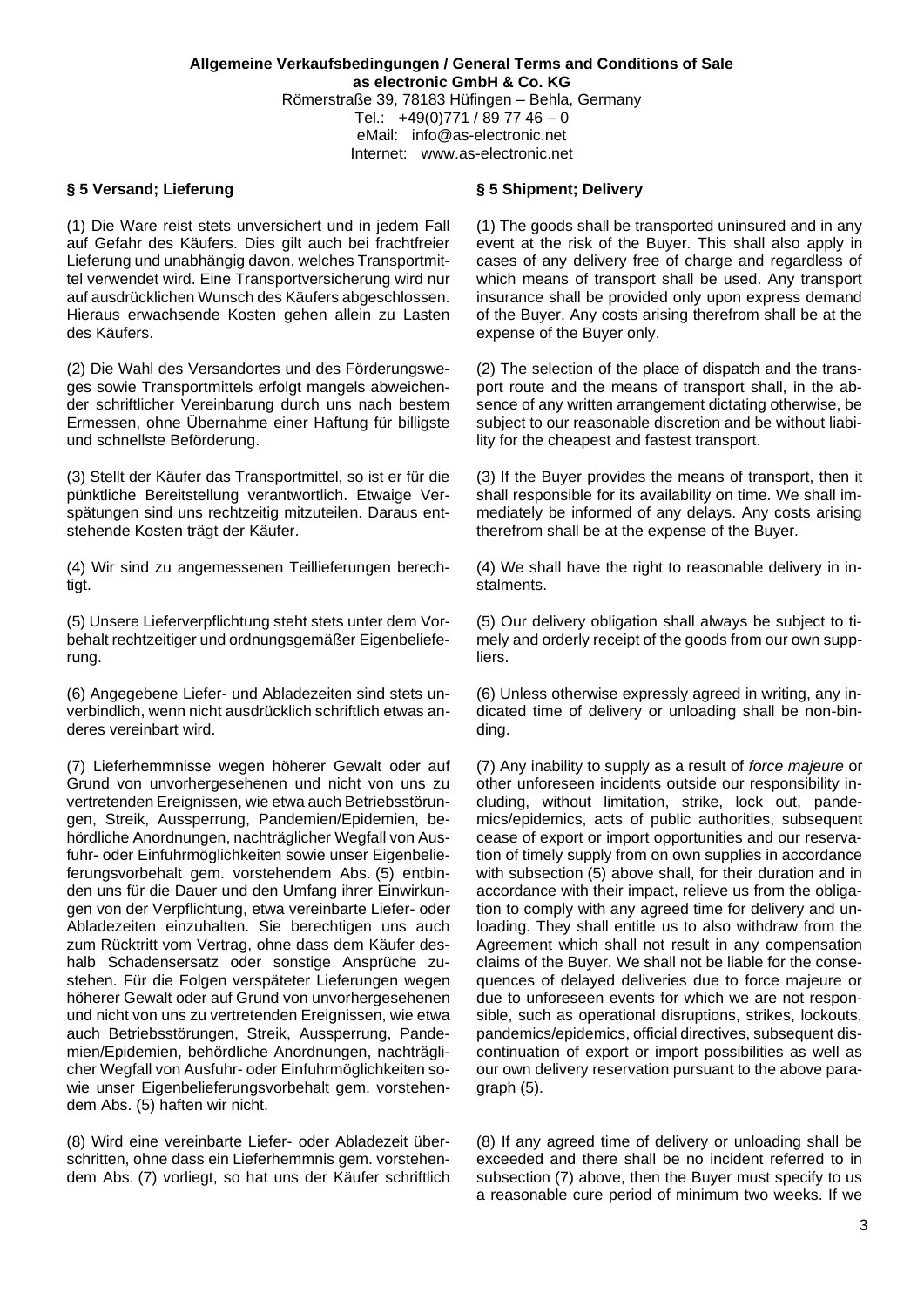**Allgemeine Verkaufsbedingungen / General Terms and Conditions of Sale**
**as electronic GmbH & Co. KG**
Römerstraße 39, 78183 Hüfingen – Behla, Germany
Tel.: +49(0)771 / 89 77 46 – 0
eMail: info@as-electronic.net
Internet: www.as-electronic.net

## § 5 Versand; Lieferung

(1) Die Ware reist stets unversichert und in jedem Fall auf Gefahr des Käufers. Dies gilt auch bei frachtfreier Lieferung und unabhängig davon, welches Transportmittel verwendet wird. Eine Transportversicherung wird nur auf ausdrücklichen Wunsch des Käufers abgeschlossen. Hieraus erwachsende Kosten gehen allein zu Lasten des Käufers.

(2) Die Wahl des Versandortes und des Förderungsweges sowie Transportmittels erfolgt mangels abweichender schriftlicher Vereinbarung durch uns nach bestem Ermessen, ohne Übernahme einer Haftung für billigste und schnellste Beförderung.

(3) Stellt der Käufer das Transportmittel, so ist er für die pünktliche Bereitstellung verantwortlich. Etwaige Verspätungen sind uns rechtzeitig mitzuteilen. Daraus entstehende Kosten trägt der Käufer.

(4) Wir sind zu angemessenen Teillieferungen berechtigt.

(5) Unsere Lieferverpflichtung steht stets unter dem Vorbehalt rechtzeitiger und ordnungsgemäßer Eigenbelieferung.

(6) Angegebene Liefer- und Abladezeiten sind stets unverbindlich, wenn nicht ausdrücklich schriftlich etwas anderes vereinbart wird.

(7) Lieferhemmnisse wegen höherer Gewalt oder auf Grund von unvorhergesehenen und nicht von uns zu vertretenden Ereignissen, wie etwa auch Betriebsstörungen, Streik, Aussperrung, Pandemien/Epidemien, behördliche Anordnungen, nachträglicher Wegfall von Ausfuhr- oder Einfuhrmöglichkeiten sowie unser Eigenbelieferungsvorbehalt gem. vorstehendem Abs. (5) entbinden uns für die Dauer und den Umfang ihrer Einwirkungen von der Verpflichtung, etwa vereinbarte Liefer- oder Abladezeiten einzuhalten. Sie berechtigen uns auch zum Rücktritt vom Vertrag, ohne dass dem Käufer deshalb Schadensersatz oder sonstige Ansprüche zustehen. Für die Folgen verspäteter Lieferungen wegen höherer Gewalt oder auf Grund von unvorhergesehenen und nicht von uns zu vertretenden Ereignissen, wie etwa auch Betriebsstörungen, Streik, Aussperrung, Pandemien/Epidemien, behördliche Anordnungen, nachträglicher Wegfall von Ausfuhr- oder Einfuhrmöglichkeiten sowie unser Eigenbelieferungsvorbehalt gem. vorstehendem Abs. (5) haften wir nicht.

(8) Wird eine vereinbarte Liefer- oder Abladezeit überschritten, ohne dass ein Lieferhemmnis gem. vorstehendem Abs. (7) vorliegt, so hat uns der Käufer schriftlich

## § 5 Shipment; Delivery

(1) The goods shall be transported uninsured and in any event at the risk of the Buyer. This shall also apply in cases of any delivery free of charge and regardless of which means of transport shall be used. Any transport insurance shall be provided only upon express demand of the Buyer. Any costs arising therefrom shall be at the expense of the Buyer only.

(2) The selection of the place of dispatch and the transport route and the means of transport shall, in the absence of any written arrangement dictating otherwise, be subject to our reasonable discretion and be without liability for the cheapest and fastest transport.

(3) If the Buyer provides the means of transport, then it shall responsible for its availability on time. We shall immediately be informed of any delays. Any costs arising therefrom shall be at the expense of the Buyer.

(4) We shall have the right to reasonable delivery in instalments.

(5) Our delivery obligation shall always be subject to timely and orderly receipt of the goods from our own suppliers.

(6) Unless otherwise expressly agreed in writing, any indicated time of delivery or unloading shall be non-binding.

(7) Any inability to supply as a result of *force majeure* or other unforeseen incidents outside our responsibility including, without limitation, strike, lock out, pandemics/epidemics, acts of public authorities, subsequent cease of export or import opportunities and our reservation of timely supply from on own supplies in accordance with subsection (5) above shall, for their duration and in accordance with their impact, relieve us from the obligation to comply with any agreed time for delivery and unloading. They shall entitle us to also withdraw from the Agreement which shall not result in any compensation claims of the Buyer. We shall not be liable for the consequences of delayed deliveries due to force majeure or due to unforeseen events for which we are not responsible, such as operational disruptions, strikes, lockouts, pandemics/epidemics, official directives, subsequent discontinuation of export or import possibilities as well as our own delivery reservation pursuant to the above paragraph (5).

(8) If any agreed time of delivery or unloading shall be exceeded and there shall be no incident referred to in subsection (7) above, then the Buyer must specify to us a reasonable cure period of minimum two weeks. If we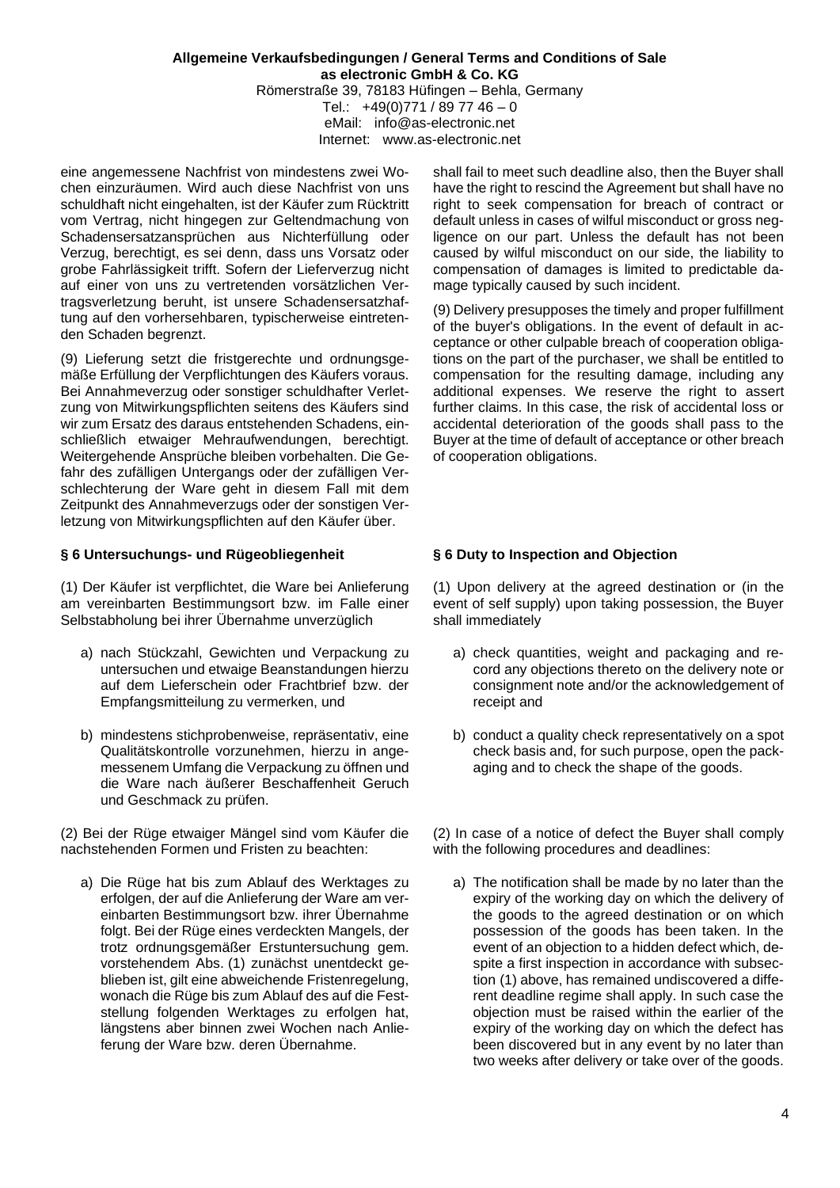eine angemessene Nachfrist von mindestens zwei Wochen einzuräumen. Wird auch diese Nachfrist von uns schuldhaft nicht eingehalten, ist der Käufer zum Rücktritt vom Vertrag, nicht hingegen zur Geltendmachung von Schadensersatzansprüchen aus Nichterfüllung oder Verzug, berechtigt, es sei denn, dass uns Vorsatz oder grobe Fahrlässigkeit trifft. Sofern der Lieferverzug nicht auf einer von uns zu vertretenden vorsätzlichen Vertragsverletzung beruht, ist unsere Schadensersatzhaftung auf den vorhersehbaren, typischerweise eintretenden Schaden begrenzt.

(9) Lieferung setzt die fristgerechte und ordnungsgemäße Erfüllung der Verpflichtungen des Käufers voraus. Bei Annahmeverzug oder sonstiger schuldhafter Verletzung von Mitwirkungspflichten seitens des Käufers sind wir zum Ersatz des daraus entstehenden Schadens, einschließlich etwaiger Mehraufwendungen, berechtigt. Weitergehende Ansprüche bleiben vorbehalten. Die Gefahr des zufälligen Untergangs oder der zufälligen Verschlechterung der Ware geht in diesem Fall mit dem Zeitpunkt des Annahmeverzugs oder der sonstigen Verletzung von Mitwirkungspflichten auf den Käufer über.

shall fail to meet such deadline also, then the Buyer shall have the right to rescind the Agreement but shall have no right to seek compensation for breach of contract or default unless in cases of wilful misconduct or gross negligence on our part. Unless the default has not been caused by wilful misconduct on our side, the liability to compensation of damages is limited to predictable damage typically caused by such incident.

(9) Delivery presupposes the timely and proper fulfillment of the buyer's obligations. In the event of default in acceptance or other culpable breach of cooperation obligations on the part of the purchaser, we shall be entitled to compensation for the resulting damage, including any additional expenses. We reserve the right to assert further claims. In this case, the risk of accidental loss or accidental deterioration of the goods shall pass to the Buyer at the time of default of acceptance or other breach of cooperation obligations.

## § 6 Untersuchungs- und Rügeobliegenheit

(1) Der Käufer ist verpflichtet, die Ware bei Anlieferung am vereinbarten Bestimmungsort bzw. im Falle einer Selbstabholung bei ihrer Übernahme unverzüglich

a) nach Stückzahl, Gewichten und Verpackung zu untersuchen und etwaige Beanstandungen hierzu auf dem Lieferschein oder Frachtbrief bzw. der Empfangsmitteilung zu vermerken, und

b) mindestens stichprobenweise, repräsentativ, eine Qualitätskontrolle vorzunehmen, hierzu in angemessenem Umfang die Verpackung zu öffnen und die Ware nach äußerer Beschaffenheit Geruch und Geschmack zu prüfen.

(2) Bei der Rüge etwaiger Mängel sind vom Käufer die nachstehenden Formen und Fristen zu beachten:

a) Die Rüge hat bis zum Ablauf des Werktages zu erfolgen, der auf die Anlieferung der Ware am vereinbarten Bestimmungsort bzw. ihrer Übernahme folgt. Bei der Rüge eines verdeckten Mangels, der trotz ordnungsgemäßer Erstuntersuchung gem. vorstehendem Abs. (1) zunächst unentdeckt geblieben ist, gilt eine abweichende Fristenregelung, wonach die Rüge bis zum Ablauf des auf die Feststellung folgenden Werktages zu erfolgen hat, längstens aber binnen zwei Wochen nach Anlieferung der Ware bzw. deren Übernahme.

## § 6 Duty to Inspection and Objection

(1) Upon delivery at the agreed destination or (in the event of self supply) upon taking possession, the Buyer shall immediately

a) check quantities, weight and packaging and record any objections thereto on the delivery note or consignment note and/or the acknowledgement of receipt and

b) conduct a quality check representatively on a spot check basis and, for such purpose, open the packaging and to check the shape of the goods.

(2) In case of a notice of defect the Buyer shall comply with the following procedures and deadlines:

a) The notification shall be made by no later than the expiry of the working day on which the delivery of the goods to the agreed destination or on which possession of the goods has been taken. In the event of an objection to a hidden defect which, despite a first inspection in accordance with subsection (1) above, has remained undiscovered a different deadline regime shall apply. In such case the objection must be raised within the earlier of the expiry of the working day on which the defect has been discovered but in any event by no later than two weeks after delivery or take over of the goods.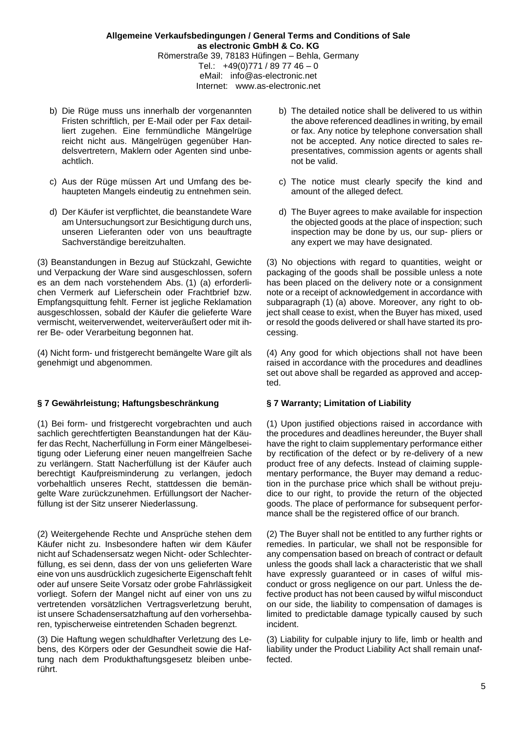- b) Die Rüge muss uns innerhalb der vorgenannten Fristen schriftlich, per E-Mail oder per Fax detailliert zugehen. Eine fernmündliche Mängelrüge reicht nicht aus. Mängelrügen gegenüber Handelsvertretern, Maklern oder Agenten sind unbeachtlich.
- c) Aus der Rüge müssen Art und Umfang des behaupteten Mangels eindeutig zu entnehmen sein.
- d) Der Käufer ist verpflichtet, die beanstandete Ware am Untersuchungsort zur Besichtigung durch uns, unseren Lieferanten oder von uns beauftragte Sachverständige bereitzuhalten.

(3) Beanstandungen in Bezug auf Stückzahl, Gewichte und Verpackung der Ware sind ausgeschlossen, sofern es an dem nach vorstehendem Abs. (1) (a) erforderlichen Vermerk auf Lieferschein oder Frachtbrief bzw. Empfangsquittung fehlt. Ferner ist jegliche Reklamation ausgeschlossen, sobald der Käufer die gelieferte Ware vermischt, weiterverwendet, weiterveräußert oder mit ihrer Be- oder Verarbeitung begonnen hat.

(4) Nicht form- und fristgerecht bemängelte Ware gilt als genehmigt und abgenommen.

## § 7 Gewährleistung; Haftungsbeschränkung

(1) Bei form- und fristgerecht vorgebrachten und auch sachlich gerechtfertigten Beanstandungen hat der Käufer das Recht, Nacherfüllung in Form einer Mängelbeseitigung oder Lieferung einer neuen mangelfreien Sache zu verlängern. Statt Nacherfüllung ist der Käufer auch berechtigt Kaufpreisminderung zu verlangen, jedoch vorbehaltlich unseres Recht, stattdessen die bemängelte Ware zurückzunehmen. Erfüllungsort der Nacherfüllung ist der Sitz unserer Niederlassung.

(2) Weitergehende Rechte und Ansprüche stehen dem Käufer nicht zu. Insbesondere haften wir dem Käufer nicht auf Schadensersatz wegen Nicht- oder Schlechterfüllung, es sei denn, dass der von uns gelieferten Ware eine von uns ausdrücklich zugesicherte Eigenschaft fehlt oder auf unsere Seite Vorsatz oder grobe Fahrlässigkeit vorliegt. Sofern der Mangel nicht auf einer von uns zu vertretenden vorsätzlichen Vertragsverletzung beruht, ist unsere Schadensersatzhaftung auf den vorhersehbaren, typischerweise eintretenden Schaden begrenzt.

(3) Die Haftung wegen schuldhafter Verletzung des Lebens, des Körpers oder der Gesundheit sowie die Haftung nach dem Produkthaftungsgesetz bleiben unberührt.

- b) The detailed notice shall be delivered to us within the above referenced deadlines in writing, by email or fax. Any notice by telephone conversation shall not be accepted. Any notice directed to sales representatives, commission agents or agents shall not be valid.
- c) The notice must clearly specify the kind and amount of the alleged defect.
- d) The Buyer agrees to make available for inspection the objected goods at the place of inspection; such inspection may be done by us, our sup- pliers or any expert we may have designated.

(3) No objections with regard to quantities, weight or packaging of the goods shall be possible unless a note has been placed on the delivery note or a consignment note or a receipt of acknowledgement in accordance with subparagraph (1) (a) above. Moreover, any right to object shall cease to exist, when the Buyer has mixed, used or resold the goods delivered or shall have started its processing.

(4) Any good for which objections shall not have been raised in accordance with the procedures and deadlines set out above shall be regarded as approved and accepted.

## § 7 Warranty; Limitation of Liability

(1) Upon justified objections raised in accordance with the procedures and deadlines hereunder, the Buyer shall have the right to claim supplementary performance either by rectification of the defect or by re-delivery of a new product free of any defects. Instead of claiming supplementary performance, the Buyer may demand a reduction in the purchase price which shall be without prejudice to our right, to provide the return of the objected goods. The place of performance for subsequent performance shall be the registered office of our branch.

(2) The Buyer shall not be entitled to any further rights or remedies. In particular, we shall not be responsible for any compensation based on breach of contract or default unless the goods shall lack a characteristic that we shall have expressly guaranteed or in cases of wilful misconduct or gross negligence on our part. Unless the defective product has not been caused by wilful misconduct on our side, the liability to compensation of damages is limited to predictable damage typically caused by such incident.

(3) Liability for culpable injury to life, limb or health and liability under the Product Liability Act shall remain unaffected.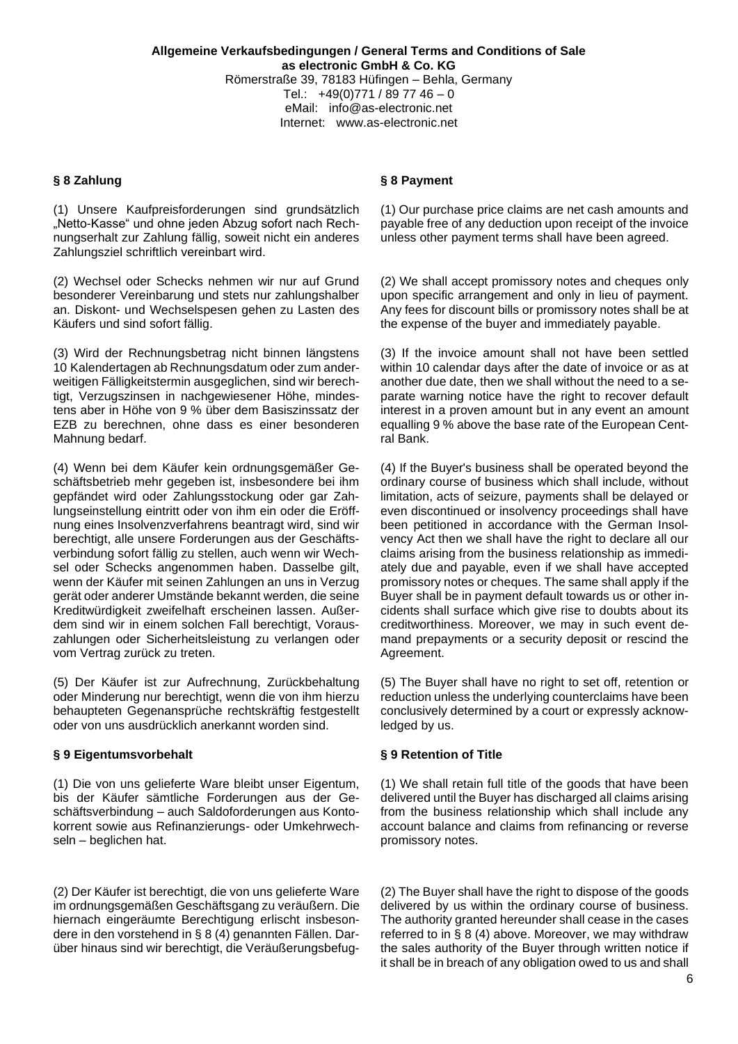**Allgemeine Verkaufsbedingungen / General Terms and Conditions of Sale**
**as electronic GmbH & Co. KG**
Römerstraße 39, 78183 Hüfingen – Behla, Germany
Tel.: +49(0)771 / 89 77 46 – 0
eMail: info@as-electronic.net
Internet: www.as-electronic.net

## § 8 Zahlung

(1) Unsere Kaufpreisforderungen sind grundsätzlich „Netto-Kasse" und ohne jeden Abzug sofort nach Rechnungserhalt zur Zahlung fällig, soweit nicht ein anderes Zahlungsziel schriftlich vereinbart wird.

(2) Wechsel oder Schecks nehmen wir nur auf Grund besonderer Vereinbarung und stets nur zahlungshalber an. Diskont- und Wechselspesen gehen zu Lasten des Käufers und sind sofort fällig.

(3) Wird der Rechnungsbetrag nicht binnen längstens 10 Kalendertagen ab Rechnungsdatum oder zum anderweitigen Fälligkeitstermin ausgeglichen, sind wir berechtigt, Verzugszinsen in nachgewiesener Höhe, mindestens aber in Höhe von 9 % über dem Basiszinssatz der EZB zu berechnen, ohne dass es einer besonderen Mahnung bedarf.

(4) Wenn bei dem Käufer kein ordnungsgemäßer Geschäftsbetrieb mehr gegeben ist, insbesondere bei ihm gepfändet wird oder Zahlungsstockung oder gar Zahlungseinstellung eintritt oder von ihm ein oder die Eröffnung eines Insolvenzverfahrens beantragt wird, sind wir berechtigt, alle unsere Forderungen aus der Geschäftsverbindung sofort fällig zu stellen, auch wenn wir Wechsel oder Schecks angenommen haben. Dasselbe gilt, wenn der Käufer mit seinen Zahlungen an uns in Verzug gerät oder anderer Umstände bekannt werden, die seine Kreditwürdigkeit zweifelhaft erscheinen lassen. Außerdem sind wir in einem solchen Fall berechtigt, Vorauszahlungen oder Sicherheitsleistung zu verlangen oder vom Vertrag zurück zu treten.

(5) Der Käufer ist zur Aufrechnung, Zurückbehaltung oder Minderung nur berechtigt, wenn die von ihm hierzu behaupteten Gegenansprüche rechtskräftig festgestellt oder von uns ausdrücklich anerkannt worden sind.

## § 8 Payment

(1) Our purchase price claims are net cash amounts and payable free of any deduction upon receipt of the invoice unless other payment terms shall have been agreed.

(2) We shall accept promissory notes and cheques only upon specific arrangement and only in lieu of payment. Any fees for discount bills or promissory notes shall be at the expense of the buyer and immediately payable.

(3) If the invoice amount shall not have been settled within 10 calendar days after the date of invoice or as at another due date, then we shall without the need to a separate warning notice have the right to recover default interest in a proven amount but in any event an amount equalling 9 % above the base rate of the European Central Bank.

(4) If the Buyer's business shall be operated beyond the ordinary course of business which shall include, without limitation, acts of seizure, payments shall be delayed or even discontinued or insolvency proceedings shall have been petitioned in accordance with the German Insolvency Act then we shall have the right to declare all our claims arising from the business relationship as immediately due and payable, even if we shall have accepted promissory notes or cheques. The same shall apply if the Buyer shall be in payment default towards us or other incidents shall surface which give rise to doubts about its creditworthiness. Moreover, we may in such event demand prepayments or a security deposit or rescind the Agreement.

(5) The Buyer shall have no right to set off, retention or reduction unless the underlying counterclaims have been conclusively determined by a court or expressly acknowledged by us.

## § 9 Eigentumsvorbehalt

(1) Die von uns gelieferte Ware bleibt unser Eigentum, bis der Käufer sämtliche Forderungen aus der Geschäftsverbindung – auch Saldoforderungen aus Kontokorrent sowie aus Refinanzierungs- oder Umkehrwechseln – beglichen hat.

(2) Der Käufer ist berechtigt, die von uns gelieferte Ware im ordnungsgemäßen Geschäftsgang zu veräußern. Die hiernach eingeräumte Berechtigung erlischt insbesondere in den vorstehend in § 8 (4) genannten Fällen. Darüber hinaus sind wir berechtigt, die Veräußerungsbefug-

## § 9 Retention of Title

(1) We shall retain full title of the goods that have been delivered until the Buyer has discharged all claims arising from the business relationship which shall include any account balance and claims from refinancing or reverse promissory notes.

(2) The Buyer shall have the right to dispose of the goods delivered by us within the ordinary course of business. The authority granted hereunder shall cease in the cases referred to in § 8 (4) above. Moreover, we may withdraw the sales authority of the Buyer through written notice if it shall be in breach of any obligation owed to us and shall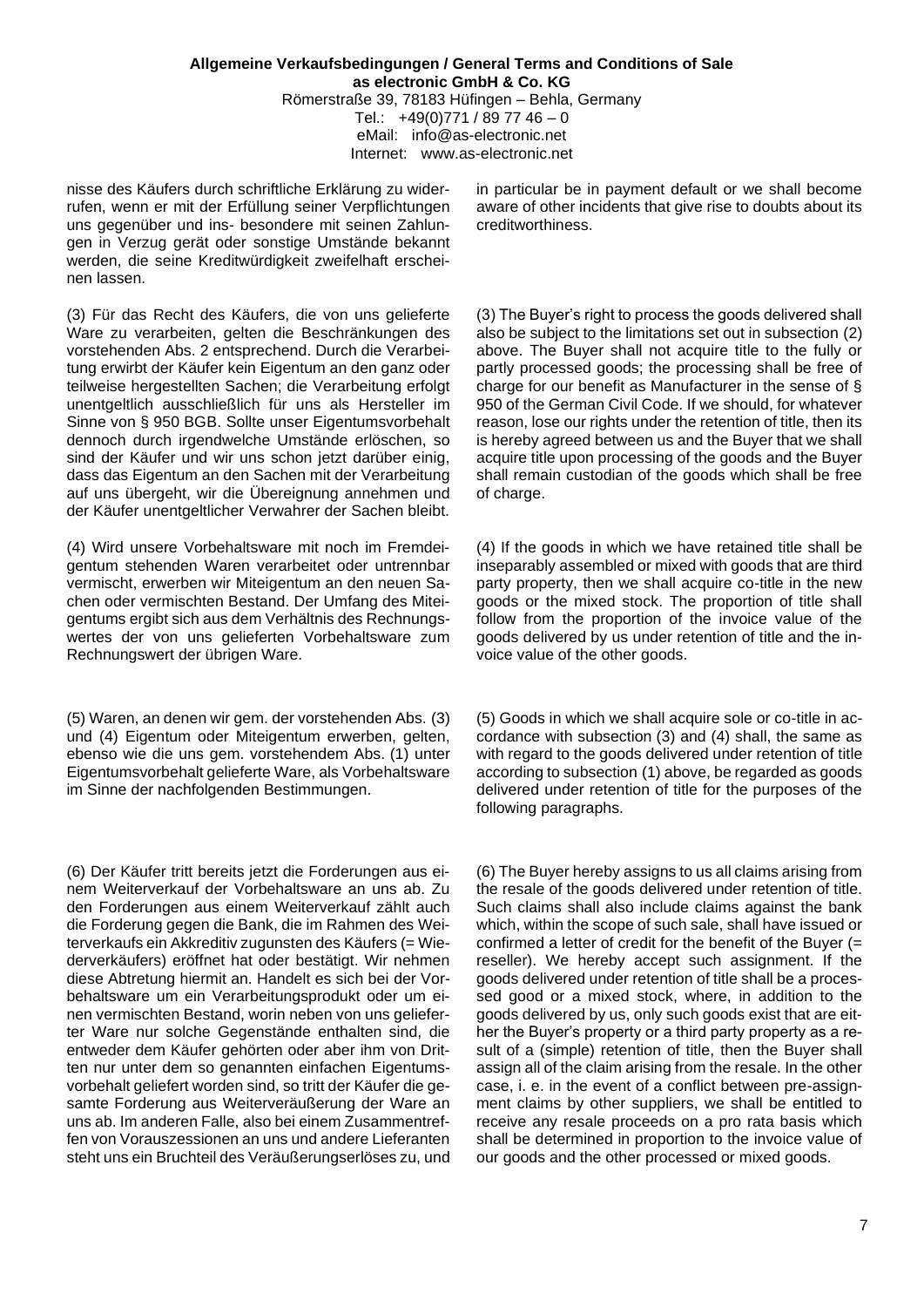nisse des Käufers durch schriftliche Erklärung zu widerrufen, wenn er mit der Erfüllung seiner Verpflichtungen uns gegenüber und ins- besondere mit seinen Zahlungen in Verzug gerät oder sonstige Umstände bekannt werden, die seine Kreditwürdigkeit zweifelhaft erscheinen lassen.

(3) Für das Recht des Käufers, die von uns gelieferte Ware zu verarbeiten, gelten die Beschränkungen des vorstehenden Abs. 2 entsprechend. Durch die Verarbeitung erwirbt der Käufer kein Eigentum an den ganz oder teilweise hergestellten Sachen; die Verarbeitung erfolgt unentgeltlich ausschließlich für uns als Hersteller im Sinne von § 950 BGB. Sollte unser Eigentumsvorbehalt dennoch durch irgendwelche Umstände erlöschen, so sind der Käufer und wir uns schon jetzt darüber einig, dass das Eigentum an den Sachen mit der Verarbeitung auf uns übergeht, wir die Übereignung annehmen und der Käufer unentgeltlicher Verwahrer der Sachen bleibt.

(4) Wird unsere Vorbehaltsware mit noch im Fremdeigentum stehenden Waren verarbeitet oder untrennbar vermischt, erwerben wir Miteigentum an den neuen Sachen oder vermischten Bestand. Der Umfang des Miteigentums ergibt sich aus dem Verhältnis des Rechnungswertes der von uns gelieferten Vorbehaltsware zum Rechnungswert der übrigen Ware.

(5) Waren, an denen wir gem. der vorstehenden Abs. (3) und (4) Eigentum oder Miteigentum erwerben, gelten, ebenso wie die uns gem. vorstehendem Abs. (1) unter Eigentumsvorbehalt gelieferte Ware, als Vorbehaltsware im Sinne der nachfolgenden Bestimmungen.

(6) Der Käufer tritt bereits jetzt die Forderungen aus einem Weiterverkauf der Vorbehaltsware an uns ab. Zu den Forderungen aus einem Weiterverkauf zählt auch die Forderung gegen die Bank, die im Rahmen des Weiterverkaufs ein Akkreditiv zugunsten des Käufers (= Wiederverkäufers) eröffnet hat oder bestätigt. Wir nehmen diese Abtretung hiermit an. Handelt es sich bei der Vorbehaltsware um ein Verarbeitungsprodukt oder um einen vermischten Bestand, worin neben von uns gelieferter Ware nur solche Gegenstände enthalten sind, die entweder dem Käufer gehörten oder aber ihm von Dritten nur unter dem so genannten einfachen Eigentumsvorbehalt geliefert worden sind, so tritt der Käufer die gesamte Forderung aus Weiterveräußerung der Ware an uns ab. Im anderen Falle, also bei einem Zusammentreffen von Vorauszessionen an uns und andere Lieferanten steht uns ein Bruchteil des Veräußerungserlöses zu, und

in particular be in payment default or we shall become aware of other incidents that give rise to doubts about its creditworthiness.

(3) The Buyer's right to process the goods delivered shall also be subject to the limitations set out in subsection (2) above. The Buyer shall not acquire title to the fully or partly processed goods; the processing shall be free of charge for our benefit as Manufacturer in the sense of § 950 of the German Civil Code. If we should, for whatever reason, lose our rights under the retention of title, then its is hereby agreed between us and the Buyer that we shall acquire title upon processing of the goods and the Buyer shall remain custodian of the goods which shall be free of charge.

(4) If the goods in which we have retained title shall be inseparably assembled or mixed with goods that are third party property, then we shall acquire co-title in the new goods or the mixed stock. The proportion of title shall follow from the proportion of the invoice value of the goods delivered by us under retention of title and the invoice value of the other goods.

(5) Goods in which we shall acquire sole or co-title in accordance with subsection (3) and (4) shall, the same as with regard to the goods delivered under retention of title according to subsection (1) above, be regarded as goods delivered under retention of title for the purposes of the following paragraphs.

(6) The Buyer hereby assigns to us all claims arising from the resale of the goods delivered under retention of title. Such claims shall also include claims against the bank which, within the scope of such sale, shall have issued or confirmed a letter of credit for the benefit of the Buyer (= reseller). We hereby accept such assignment. If the goods delivered under retention of title shall be a processed good or a mixed stock, where, in addition to the goods delivered by us, only such goods exist that are either the Buyer's property or a third party property as a result of a (simple) retention of title, then the Buyer shall assign all of the claim arising from the resale. In the other case, i. e. in the event of a conflict between pre-assignment claims by other suppliers, we shall be entitled to receive any resale proceeds on a pro rata basis which shall be determined in proportion to the invoice value of our goods and the other processed or mixed goods.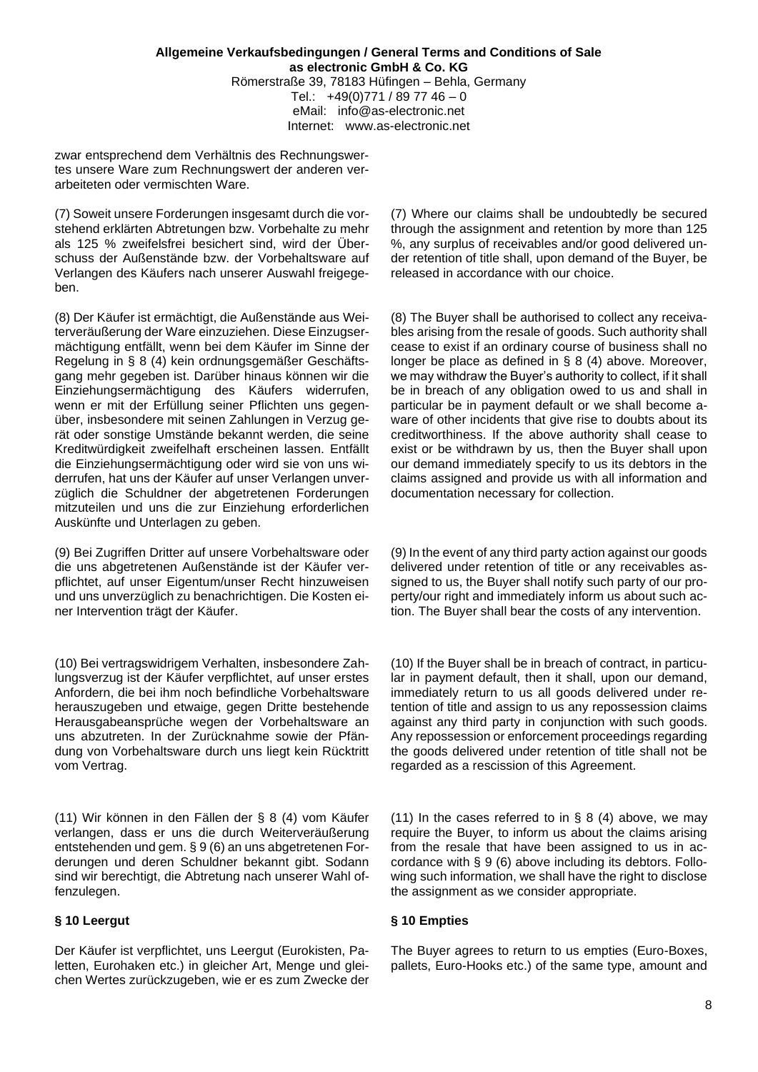zwar entsprechend dem Verhältnis des Rechnungswertes unsere Ware zum Rechnungswert der anderen verarbeiteten oder vermischten Ware.

(7) Soweit unsere Forderungen insgesamt durch die vorstehend erklärten Abtretungen bzw. Vorbehalte zu mehr als 125 % zweifelsfrei besichert sind, wird der Überschuss der Außenstände bzw. der Vorbehaltsware auf Verlangen des Käufers nach unserer Auswahl freigegeben.

(8) Der Käufer ist ermächtigt, die Außenstände aus Weiterveräußerung der Ware einzuziehen. Diese Einzugsermächtigung entfällt, wenn bei dem Käufer im Sinne der Regelung in § 8 (4) kein ordnungsgemäßer Geschäftsgang mehr gegeben ist. Darüber hinaus können wir die Einziehungsermächtigung des Käufers widerrufen, wenn er mit der Erfüllung seiner Pflichten uns gegenüber, insbesondere mit seinen Zahlungen in Verzug gerät oder sonstige Umstände bekannt werden, die seine Kreditwürdigkeit zweifelhaft erscheinen lassen. Entfällt die Einziehungsermächtigung oder wird sie von uns widerrufen, hat uns der Käufer auf unser Verlangen unverzüglich die Schuldner der abgetretenen Forderungen mitzuteilen und uns die zur Einziehung erforderlichen Auskünfte und Unterlagen zu geben.

(9) Bei Zugriffen Dritter auf unsere Vorbehaltsware oder die uns abgetretenen Außenstände ist der Käufer verpflichtet, auf unser Eigentum/unser Recht hinzuweisen und uns unverzüglich zu benachrichtigen. Die Kosten einer Intervention trägt der Käufer.

(10) Bei vertragswidrigem Verhalten, insbesondere Zahlungsverzug ist der Käufer verpflichtet, auf unser erstes Anfordern, die bei ihm noch befindliche Vorbehaltsware herauszugeben und etwaige, gegen Dritte bestehende Herausgabeansprüche wegen der Vorbehaltsware an uns abzutreten. In der Zurücknahme sowie der Pfändung von Vorbehaltsware durch uns liegt kein Rücktritt vom Vertrag.

(11) Wir können in den Fällen der § 8 (4) vom Käufer verlangen, dass er uns die durch Weiterveräußerung entstehenden und gem. § 9 (6) an uns abgetretenen Forderungen und deren Schuldner bekannt gibt. Sodann sind wir berechtigt, die Abtretung nach unserer Wahl offenzulegen.

## § 10 Leergut

Der Käufer ist verpflichtet, uns Leergut (Eurokisten, Paletten, Eurohaken etc.) in gleicher Art, Menge und gleichen Wertes zurückzugeben, wie er es zum Zwecke der

(7) Where our claims shall be undoubtedly be secured through the assignment and retention by more than 125 %, any surplus of receivables and/or good delivered under retention of title shall, upon demand of the Buyer, be released in accordance with our choice.

(8) The Buyer shall be authorised to collect any receivables arising from the resale of goods. Such authority shall cease to exist if an ordinary course of business shall no longer be place as defined in § 8 (4) above. Moreover, we may withdraw the Buyer's authority to collect, if it shall be in breach of any obligation owed to us and shall in particular be in payment default or we shall become aware of other incidents that give rise to doubts about its creditworthiness. If the above authority shall cease to exist or be withdrawn by us, then the Buyer shall upon our demand immediately specify to us its debtors in the claims assigned and provide us with all information and documentation necessary for collection.

(9) In the event of any third party action against our goods delivered under retention of title or any receivables assigned to us, the Buyer shall notify such party of our property/our right and immediately inform us about such action. The Buyer shall bear the costs of any intervention.

(10) If the Buyer shall be in breach of contract, in particular in payment default, then it shall, upon our demand, immediately return to us all goods delivered under retention of title and assign to us any repossession claims against any third party in conjunction with such goods. Any repossession or enforcement proceedings regarding the goods delivered under retention of title shall not be regarded as a rescission of this Agreement.

(11) In the cases referred to in § 8 (4) above, we may require the Buyer, to inform us about the claims arising from the resale that have been assigned to us in accordance with § 9 (6) above including its debtors. Following such information, we shall have the right to disclose the assignment as we consider appropriate.

## § 10 Empties

The Buyer agrees to return to us empties (Euro-Boxes, pallets, Euro-Hooks etc.) of the same type, amount and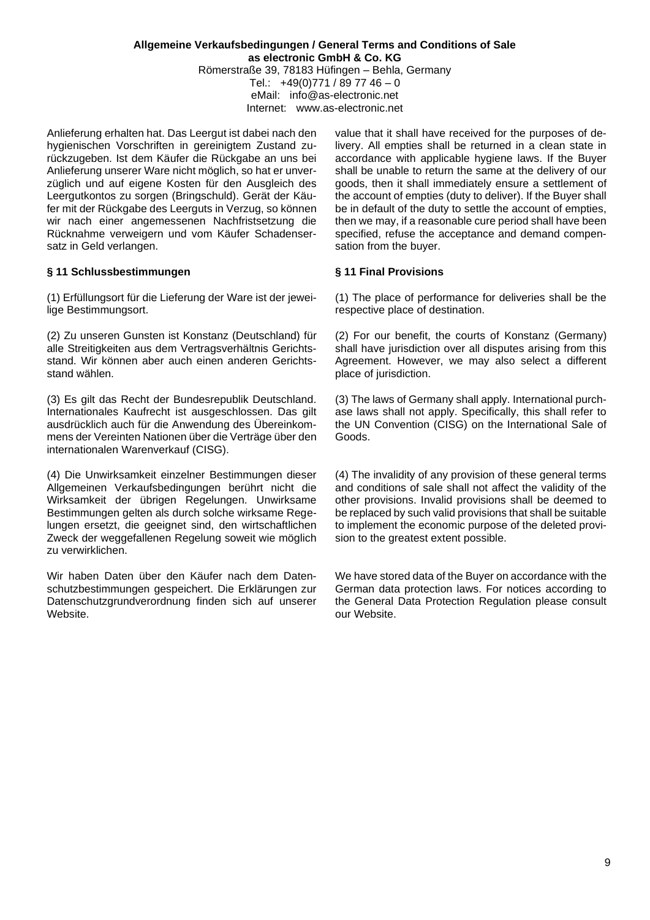Anlieferung erhalten hat. Das Leergut ist dabei nach den hygienischen Vorschriften in gereinigtem Zustand zurückzugeben. Ist dem Käufer die Rückgabe an uns bei Anlieferung unserer Ware nicht möglich, so hat er unverzüglich und auf eigene Kosten für den Ausgleich des Leergutkontos zu sorgen (Bringschuld). Gerät der Käufer mit der Rückgabe des Leerguts in Verzug, so können wir nach einer angemessenen Nachfristsetzung die Rücknahme verweigern und vom Käufer Schadensersatz in Geld verlangen.

value that it shall have received for the purposes of delivery. All empties shall be returned in a clean state in accordance with applicable hygiene laws. If the Buyer shall be unable to return the same at the delivery of our goods, then it shall immediately ensure a settlement of the account of empties (duty to deliver). If the Buyer shall be in default of the duty to settle the account of empties, then we may, if a reasonable cure period shall have been specified, refuse the acceptance and demand compensation from the buyer.

## § 11 Schlussbestimmungen

(1) Erfüllungsort für die Lieferung der Ware ist der jeweilige Bestimmungsort.

(2) Zu unseren Gunsten ist Konstanz (Deutschland) für alle Streitigkeiten aus dem Vertragsverhältnis Gerichtsstand. Wir können aber auch einen anderen Gerichtsstand wählen.

(3) Es gilt das Recht der Bundesrepublik Deutschland. Internationales Kaufrecht ist ausgeschlossen. Das gilt ausdrücklich auch für die Anwendung des Übereinkommens der Vereinten Nationen über die Verträge über den internationalen Warenverkauf (CISG).

(4) Die Unwirksamkeit einzelner Bestimmungen dieser Allgemeinen Verkaufsbedingungen berührt nicht die Wirksamkeit der übrigen Regelungen. Unwirksame Bestimmungen gelten als durch solche wirksame Regelungen ersetzt, die geeignet sind, den wirtschaftlichen Zweck der weggefallenen Regelung soweit wie möglich zu verwirklichen.

Wir haben Daten über den Käufer nach dem Datenschutzbestimmungen gespeichert. Die Erklärungen zur Datenschutzgrundverordnung finden sich auf unserer Website.

## § 11 Final Provisions

(1) The place of performance for deliveries shall be the respective place of destination.

(2) For our benefit, the courts of Konstanz (Germany) shall have jurisdiction over all disputes arising from this Agreement. However, we may also select a different place of jurisdiction.

(3) The laws of Germany shall apply. International purchase laws shall not apply. Specifically, this shall refer to the UN Convention (CISG) on the International Sale of Goods.

(4) The invalidity of any provision of these general terms and conditions of sale shall not affect the validity of the other provisions. Invalid provisions shall be deemed to be replaced by such valid provisions that shall be suitable to implement the economic purpose of the deleted provision to the greatest extent possible.

We have stored data of the Buyer on accordance with the German data protection laws. For notices according to the General Data Protection Regulation please consult our Website.